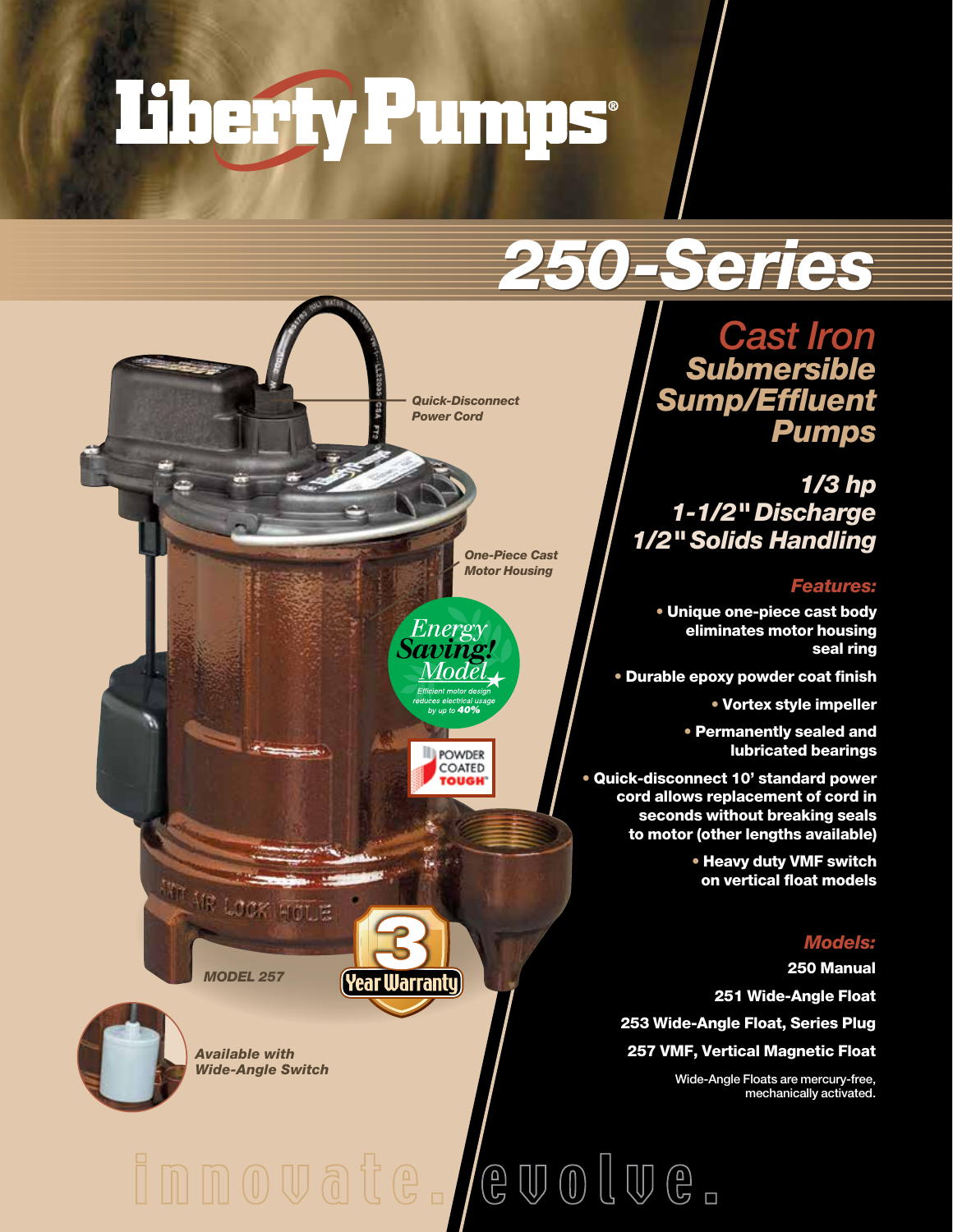# Liberty Pumps®

# 250-Series

## Cast Iron Submersible Sump/Effluent Pumps

### 1/3 hp
### 1-1/2" Discharge
### 1/2" Solids Handling

Quick-Disconnect Power Cord

One-Piece Cast Motor Housing

Energy Saving! Model — Efficient motor design reduces electrical usage by up to 40%

POWDER COATED TOUGH

3 Year Warranty

MODEL 257

Available with Wide-Angle Switch

### Features:

- Unique one-piece cast body eliminates motor housing seal ring
- Durable epoxy powder coat finish
- Vortex style impeller
- Permanently sealed and lubricated bearings
- Quick-disconnect 10' standard power cord allows replacement of cord in seconds without breaking seals to motor (other lengths available)
- Heavy duty VMF switch on vertical float models

### Models:

**250** Manual

**251** Wide-Angle Float

**253** Wide-Angle Float, Series Plug

**257** VMF, Vertical Magnetic Float

Wide-Angle Floats are mercury-free, mechanically activated.

innovate. evolve.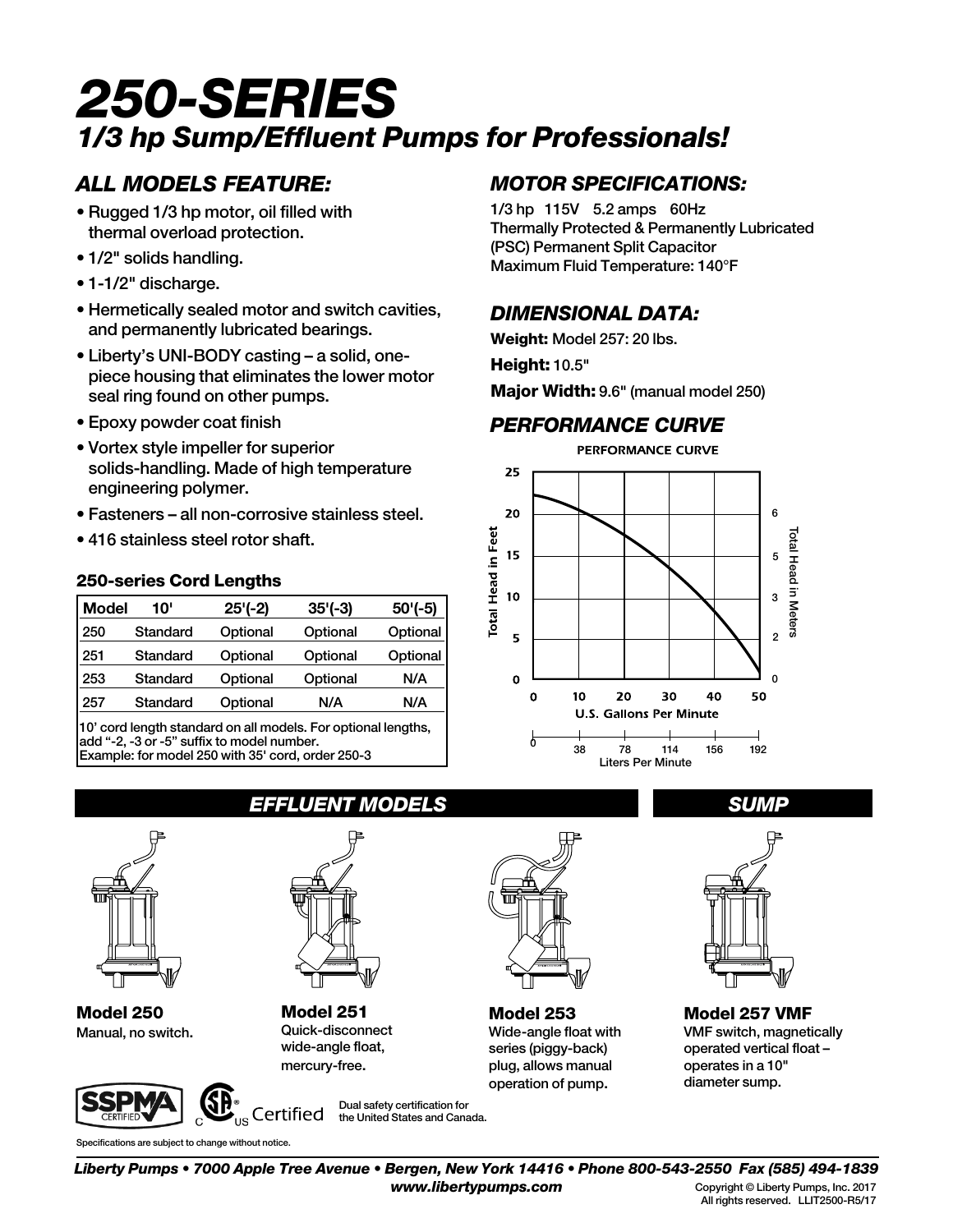# 250-SERIES

## *1/3 hp Sump/Effluent Pumps for Professionals!*

### *ALL MODELS FEATURE:*

- Rugged 1/3 hp motor, oil filled with thermal overload protection.
- 1/2" solids handling.
- 1-1/2" discharge.
- Hermetically sealed motor and switch cavities, and permanently lubricated bearings.
- Liberty's UNI-BODY casting – a solid, one-piece housing that eliminates the lower motor seal ring found on other pumps.
- Epoxy powder coat finish
- Vortex style impeller for superior solids-handling. Made of high temperature engineering polymer.
- Fasteners – all non-corrosive stainless steel.
- 416 stainless steel rotor shaft.

#### 250-series Cord Lengths

| Model | 10' | 25'(-2) | 35'(-3) | 50'(-5) |
|---|---|---|---|---|
| 250 | Standard | Optional | Optional | Optional |
| 251 | Standard | Optional | Optional | Optional |
| 253 | Standard | Optional | Optional | N/A |
| 257 | Standard | Optional | N/A | N/A |

10' cord length standard on all models. For optional lengths, add "-2, -3 or -5" suffix to model number.
Example: for model 250 with 35' cord, order 250-3

### *MOTOR SPECIFICATIONS:*

1/3 hp 115V 5.2 amps 60Hz
Thermally Protected & Permanently Lubricated
(PSC) Permanent Split Capacitor
Maximum Fluid Temperature: 140°F

### *DIMENSIONAL DATA:*

**Weight:** Model 257: 20 lbs.

**Height:** 10.5"

**Major Width:** 9.6" (manual model 250)

### *PERFORMANCE CURVE*

PERFORMANCE CURVE

Total Head in Feet: 0, 5, 10, 15, 20, 25

Total Head in Meters: 0, 2, 3, 5, 6

U.S. Gallons Per Minute: 0, 10, 20, 30, 40, 50

Liters Per Minute: 0, 38, 78, 114, 156, 192

## *EFFLUENT MODELS*

**Model 250**
Manual, no switch.

**Model 251**
Quick-disconnect wide-angle float, mercury-free.

**Model 253**
Wide-angle float with series (piggy-back) plug, allows manual operation of pump.

## *SUMP*

**Model 257 VMF**
VMF switch, magnetically operated vertical float – operates in a 10" diameter sump.

SSPMA CERTIFIED

C US Certified — Dual safety certification for the United States and Canada.

Specifications are subject to change without notice.

*Liberty Pumps • 7000 Apple Tree Avenue • Bergen, New York 14416 • Phone 800-543-2550 Fax (585) 494-1839*
*www.libertypumps.com*

Copyright © Liberty Pumps, Inc. 2017
All rights reserved. LLIT2500-R5/17